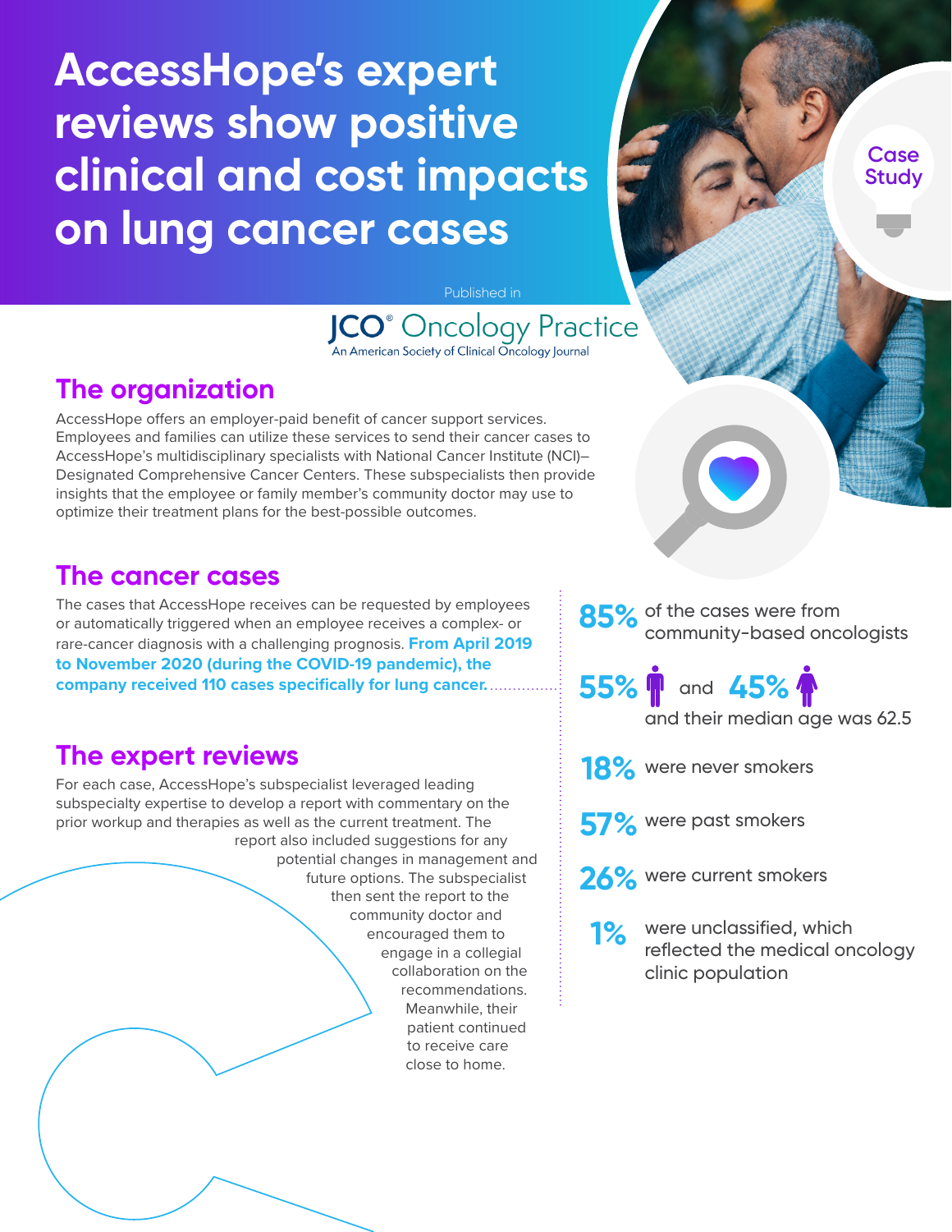# AccessHope's expert reviews show positive clinical and cost impacts on lung cancer cases

Case Study

Published in

JCO® Oncology Practice
An American Society of Clinical Oncology Journal

## The organization

AccessHope offers an employer-paid benefit of cancer support services. Employees and families can utilize these services to send their cancer cases to AccessHope's multidisciplinary specialists with National Cancer Institute (NCI)–Designated Comprehensive Cancer Centers. These subspecialists then provide insights that the employee or family member's community doctor may use to optimize their treatment plans for the best-possible outcomes.

## The cancer cases

The cases that AccessHope receives can be requested by employees or automatically triggered when an employee receives a complex- or rare-cancer diagnosis with a challenging prognosis. **From April 2019 to November 2020 (during the COVID-19 pandemic), the company received 110 cases specifically for lung cancer.**

- **85%** of the cases were from community-based oncologists
- **55%** and **45%** and their median age was 62.5
- **18%** were never smokers
- **57%** were past smokers
- **26%** were current smokers
- **1%** were unclassified, which reflected the medical oncology clinic population

## The expert reviews

For each case, AccessHope's subspecialist leveraged leading subspecialty expertise to develop a report with commentary on the prior workup and therapies as well as the current treatment. The report also included suggestions for any potential changes in management and future options. The subspecialist then sent the report to the community doctor and encouraged them to engage in a collegial collaboration on the recommendations. Meanwhile, their patient continued to receive care close to home.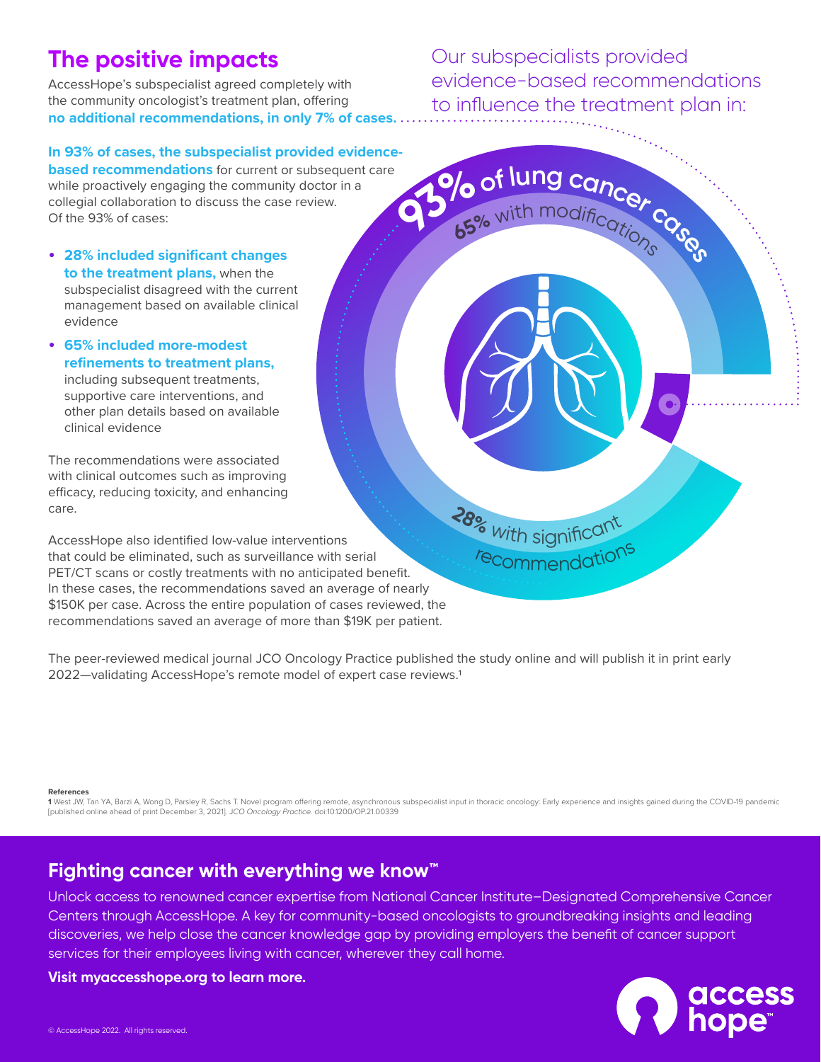## The positive impacts

AccessHope's subspecialist agreed completely with the community oncologist's treatment plan, offering **no additional recommendations, in only 7% of cases.**

**In 93% of cases, the subspecialist provided evidence-based recommendations** for current or subsequent care while proactively engaging the community doctor in a collegial collaboration to discuss the case review. Of the 93% of cases:

- **28% included significant changes to the treatment plans,** when the subspecialist disagreed with the current management based on available clinical evidence
- **65% included more-modest refinements to treatment plans,** including subsequent treatments, supportive care interventions, and other plan details based on available clinical evidence

The recommendations were associated with clinical outcomes such as improving efficacy, reducing toxicity, and enhancing care.

AccessHope also identified low-value interventions that could be eliminated, such as surveillance with serial PET/CT scans or costly treatments with no anticipated benefit. In these cases, the recommendations saved an average of nearly $150K per case. Across the entire population of cases reviewed, the recommendations saved an average of more than $19K per patient.

Our subspecialists provided evidence-based recommendations to influence the treatment plan in:

93% of lung cancer cases

65% with modifications

28% with significant recommendations

The peer-reviewed medical journal JCO Oncology Practice published the study online and will publish it in print early 2022—validating AccessHope's remote model of expert case reviews.[1]

**References**

**1** West JW, Tan YA, Barzi A, Wong D, Parsley R, Sachs T. Novel program offering remote, asynchronous subspecialist input in thoracic oncology: Early experience and insights gained during the COVID-19 pandemic [published online ahead of print December 3, 2021]. *JCO Oncology Practice.* doi:10.1200/OP.21.00339

## Fighting cancer with everything we know™

Unlock access to renowned cancer expertise from National Cancer Institute–Designated Comprehensive Cancer Centers through AccessHope. A key for community-based oncologists to groundbreaking insights and leading discoveries, we help close the cancer knowledge gap by providing employers the benefit of cancer support services for their employees living with cancer, wherever they call home.

**Visit myaccesshope.org to learn more.**

© AccessHope 2022. All rights reserved.

access hope™